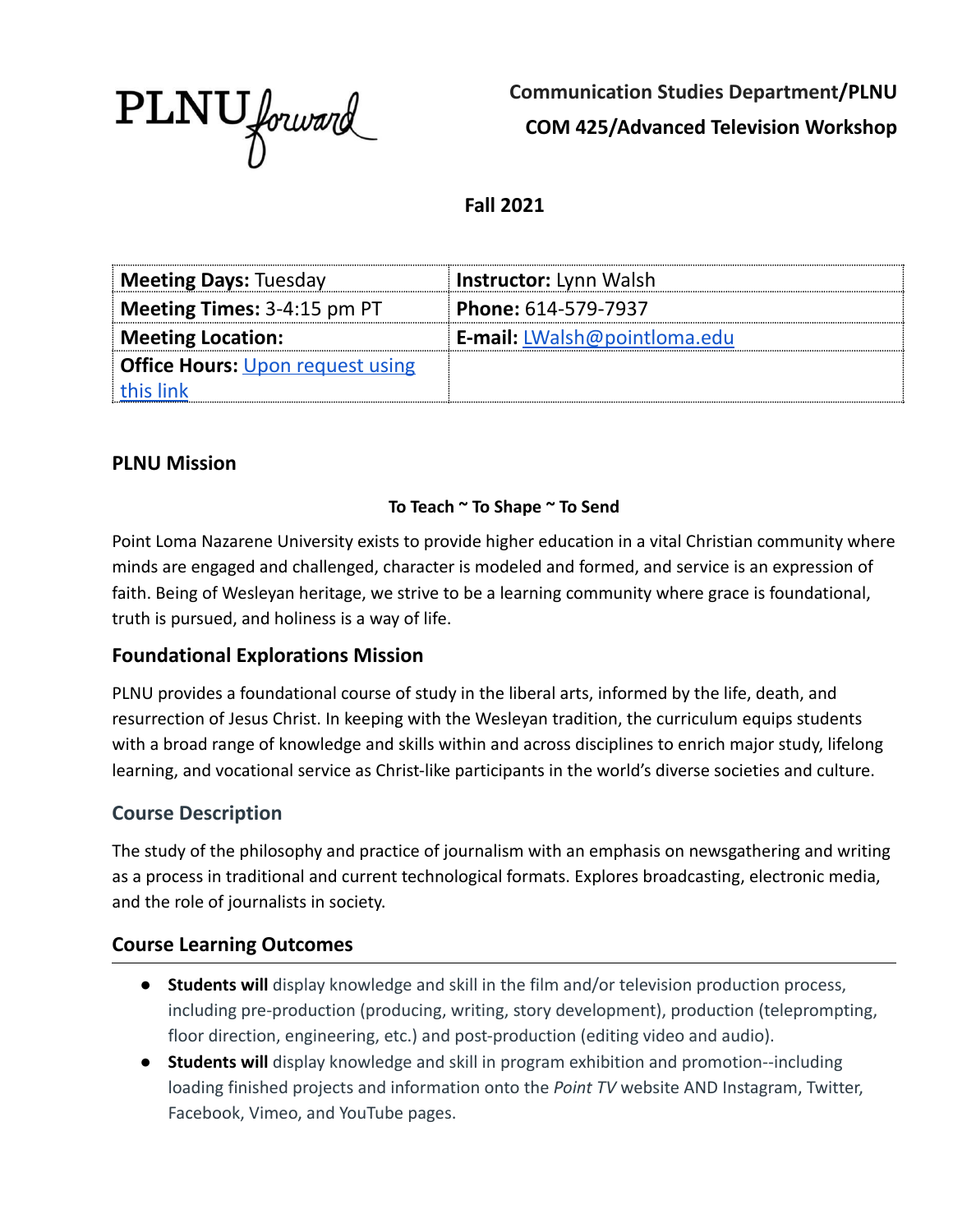PLNU forward

**Communication Studies Department/PLNU**

**COM 425/Advanced Television Workshop**

**Fall 2021**

| **Meeting Days:** Tuesday | **Instructor:** Lynn Walsh |
|---|---|
| **Meeting Times:** 3-4:15 pm PT | **Phone:** 614-579-7937 |
| **Meeting Location:** | **E-mail:** LWalsh@pointloma.edu |
| **Office Hours:** Upon request using this link | |

## PLNU Mission

**To Teach ~ To Shape ~ To Send**

Point Loma Nazarene University exists to provide higher education in a vital Christian community where minds are engaged and challenged, character is modeled and formed, and service is an expression of faith. Being of Wesleyan heritage, we strive to be a learning community where grace is foundational, truth is pursued, and holiness is a way of life.

## Foundational Explorations Mission

PLNU provides a foundational course of study in the liberal arts, informed by the life, death, and resurrection of Jesus Christ. In keeping with the Wesleyan tradition, the curriculum equips students with a broad range of knowledge and skills within and across disciplines to enrich major study, lifelong learning, and vocational service as Christ-like participants in the world's diverse societies and culture.

## Course Description

The study of the philosophy and practice of journalism with an emphasis on newsgathering and writing as a process in traditional and current technological formats. Explores broadcasting, electronic media, and the role of journalists in society.

## Course Learning Outcomes

- **Students will** display knowledge and skill in the film and/or television production process, including pre-production (producing, writing, story development), production (teleprompting, floor direction, engineering, etc.) and post-production (editing video and audio).
- **Students will** display knowledge and skill in program exhibition and promotion--including loading finished projects and information onto the *Point TV* website AND Instagram, Twitter, Facebook, Vimeo, and YouTube pages.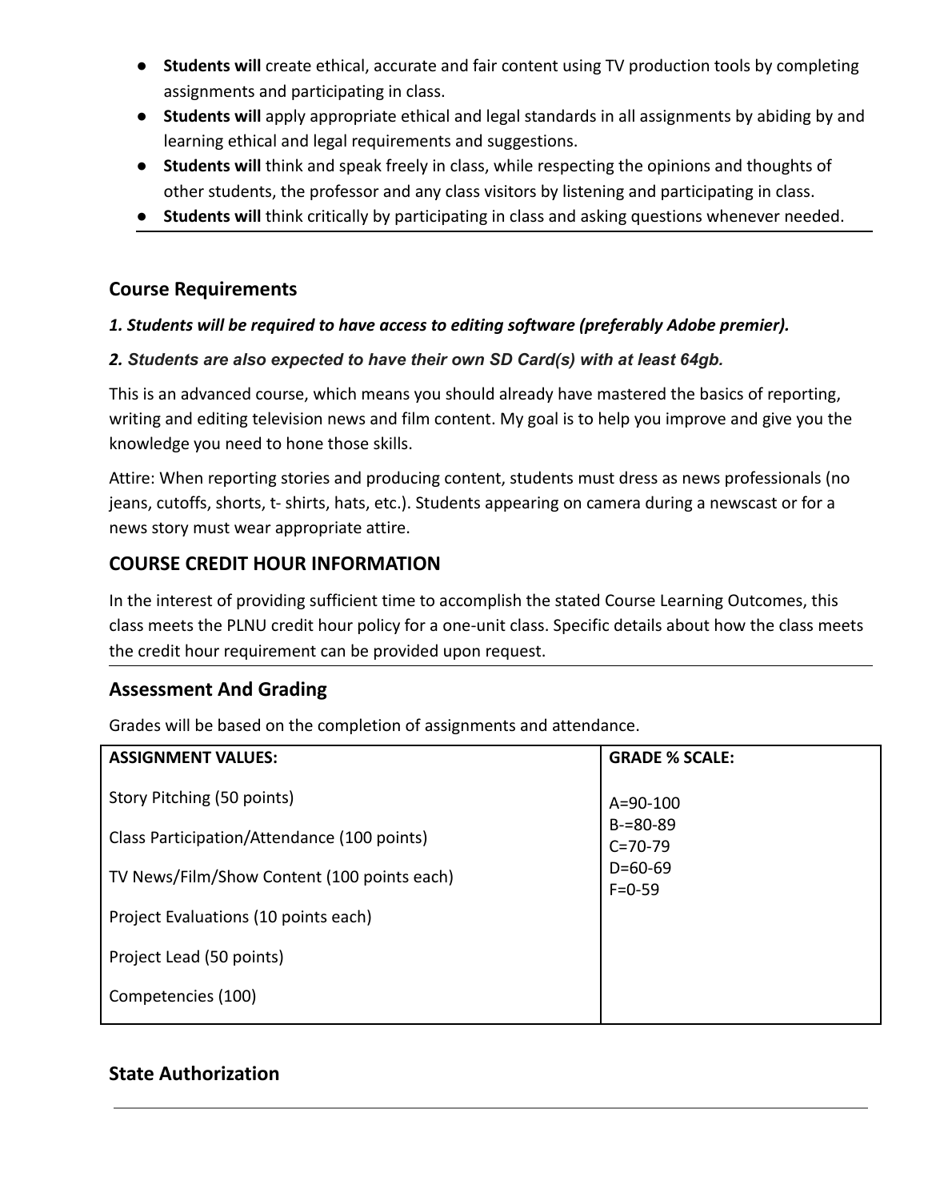- **Students will** create ethical, accurate and fair content using TV production tools by completing assignments and participating in class.
- **Students will** apply appropriate ethical and legal standards in all assignments by abiding by and learning ethical and legal requirements and suggestions.
- **Students will** think and speak freely in class, while respecting the opinions and thoughts of other students, the professor and any class visitors by listening and participating in class.
- **Students will** think critically by participating in class and asking questions whenever needed.

## Course Requirements

***1. Students will be required to have access to editing software (preferably Adobe premier).***

***2. Students are also expected to have their own SD Card(s) with at least 64gb.***

This is an advanced course, which means you should already have mastered the basics of reporting, writing and editing television news and film content. My goal is to help you improve and give you the knowledge you need to hone those skills.

Attire: When reporting stories and producing content, students must dress as news professionals (no jeans, cutoffs, shorts, t- shirts, hats, etc.). Students appearing on camera during a newscast or for a news story must wear appropriate attire.

## COURSE CREDIT HOUR INFORMATION

In the interest of providing sufficient time to accomplish the stated Course Learning Outcomes, this class meets the PLNU credit hour policy for a one-unit class. Specific details about how the class meets the credit hour requirement can be provided upon request.

## Assessment And Grading

Grades will be based on the completion of assignments and attendance.

| ASSIGNMENT VALUES: | GRADE % SCALE: |
| --- | --- |
| Story Pitching (50 points) | A=90-100 |
| Class Participation/Attendance (100 points) | B-=80-89 |
| TV News/Film/Show Content (100 points each) | C=70-79 |
| Project Evaluations (10 points each) | D=60-69 |
| Project Lead (50 points) | F=0-59 |
| Competencies (100) | |

## State Authorization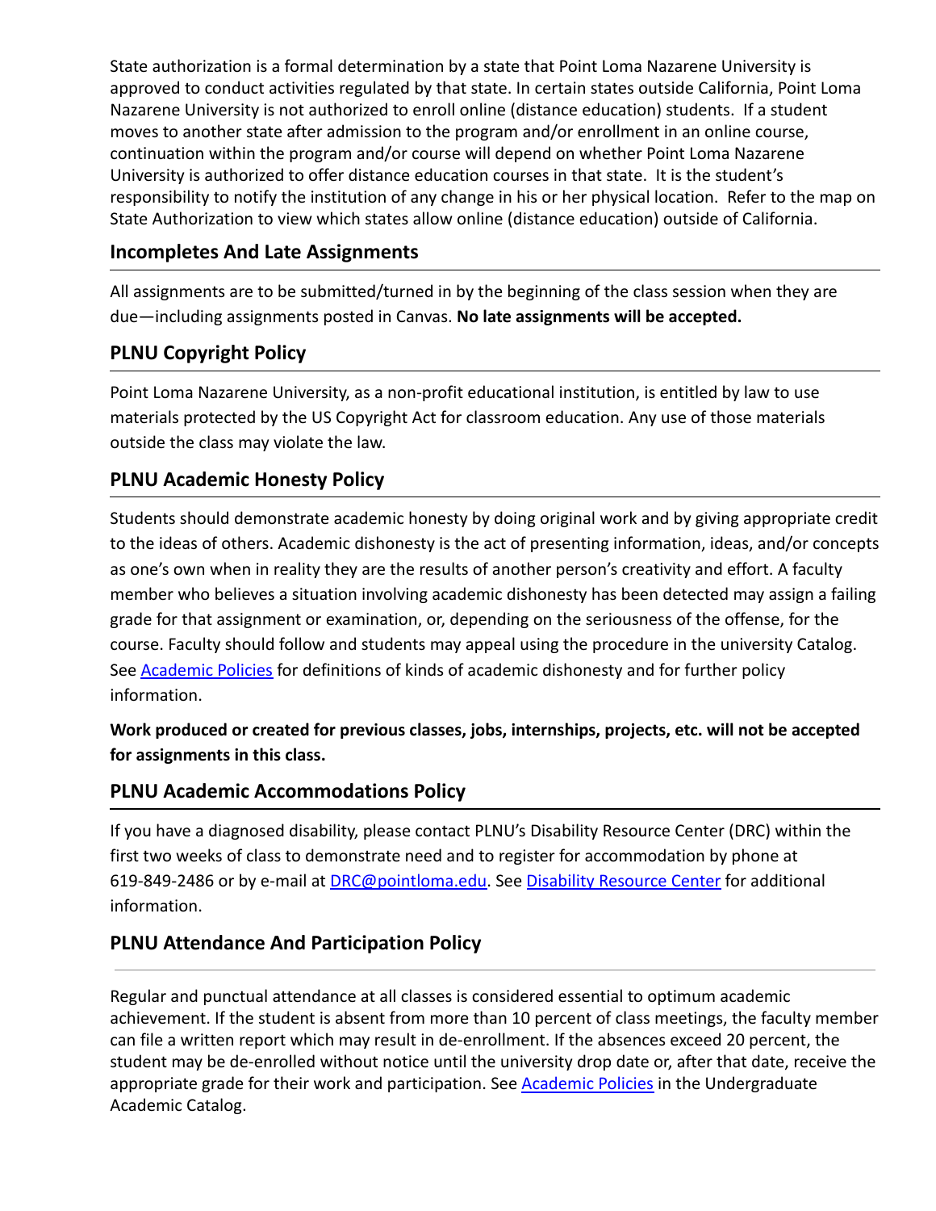State authorization is a formal determination by a state that Point Loma Nazarene University is approved to conduct activities regulated by that state. In certain states outside California, Point Loma Nazarene University is not authorized to enroll online (distance education) students. If a student moves to another state after admission to the program and/or enrollment in an online course, continuation within the program and/or course will depend on whether Point Loma Nazarene University is authorized to offer distance education courses in that state. It is the student's responsibility to notify the institution of any change in his or her physical location. Refer to the map on State Authorization to view which states allow online (distance education) outside of California.

## Incompletes And Late Assignments

All assignments are to be submitted/turned in by the beginning of the class session when they are due—including assignments posted in Canvas. **No late assignments will be accepted.**

## PLNU Copyright Policy

Point Loma Nazarene University, as a non-profit educational institution, is entitled by law to use materials protected by the US Copyright Act for classroom education. Any use of those materials outside the class may violate the law.

## PLNU Academic Honesty Policy

Students should demonstrate academic honesty by doing original work and by giving appropriate credit to the ideas of others. Academic dishonesty is the act of presenting information, ideas, and/or concepts as one's own when in reality they are the results of another person's creativity and effort. A faculty member who believes a situation involving academic dishonesty has been detected may assign a failing grade for that assignment or examination, or, depending on the seriousness of the offense, for the course. Faculty should follow and students may appeal using the procedure in the university Catalog. See Academic Policies for definitions of kinds of academic dishonesty and for further policy information.

**Work produced or created for previous classes, jobs, internships, projects, etc. will not be accepted for assignments in this class.**

## PLNU Academic Accommodations Policy

If you have a diagnosed disability, please contact PLNU's Disability Resource Center (DRC) within the first two weeks of class to demonstrate need and to register for accommodation by phone at 619-849-2486 or by e-mail at DRC@pointloma.edu. See Disability Resource Center for additional information.

## PLNU Attendance And Participation Policy

Regular and punctual attendance at all classes is considered essential to optimum academic achievement. If the student is absent from more than 10 percent of class meetings, the faculty member can file a written report which may result in de-enrollment. If the absences exceed 20 percent, the student may be de-enrolled without notice until the university drop date or, after that date, receive the appropriate grade for their work and participation. See Academic Policies in the Undergraduate Academic Catalog.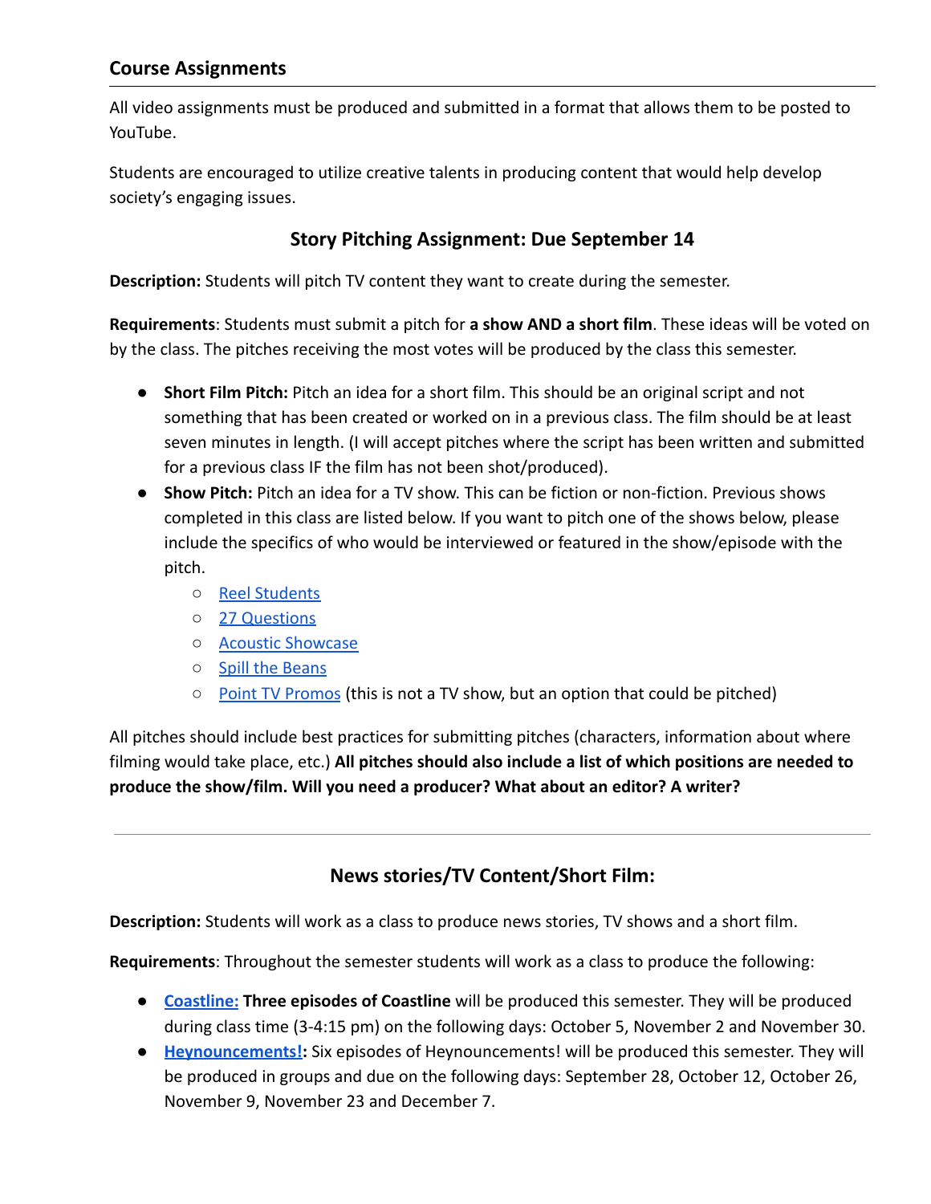## Course Assignments

All video assignments must be produced and submitted in a format that allows them to be posted to YouTube.

Students are encouraged to utilize creative talents in producing content that would help develop society's engaging issues.

### Story Pitching Assignment: Due September 14

**Description:** Students will pitch TV content they want to create during the semester.

**Requirements**: Students must submit a pitch for **a show AND a short film**. These ideas will be voted on by the class. The pitches receiving the most votes will be produced by the class this semester.

- **Short Film Pitch:** Pitch an idea for a short film. This should be an original script and not something that has been created or worked on in a previous class. The film should be at least seven minutes in length. (I will accept pitches where the script has been written and submitted for a previous class IF the film has not been shot/produced).
- **Show Pitch:** Pitch an idea for a TV show. This can be fiction or non-fiction. Previous shows completed in this class are listed below. If you want to pitch one of the shows below, please include the specifics of who would be interviewed or featured in the show/episode with the pitch.
  - Reel Students
  - 27 Questions
  - Acoustic Showcase
  - Spill the Beans
  - Point TV Promos (this is not a TV show, but an option that could be pitched)

All pitches should include best practices for submitting pitches (characters, information about where filming would take place, etc.) **All pitches should also include a list of which positions are needed to produce the show/film. Will you need a producer? What about an editor? A writer?**

---

### News stories/TV Content/Short Film:

**Description:** Students will work as a class to produce news stories, TV shows and a short film.

**Requirements**: Throughout the semester students will work as a class to produce the following:

- **Coastline: Three episodes of Coastline** will be produced this semester. They will be produced during class time (3-4:15 pm) on the following days: October 5, November 2 and November 30.
- **Heynouncements!:** Six episodes of Heynouncements! will be produced this semester. They will be produced in groups and due on the following days: September 28, October 12, October 26, November 9, November 23 and December 7.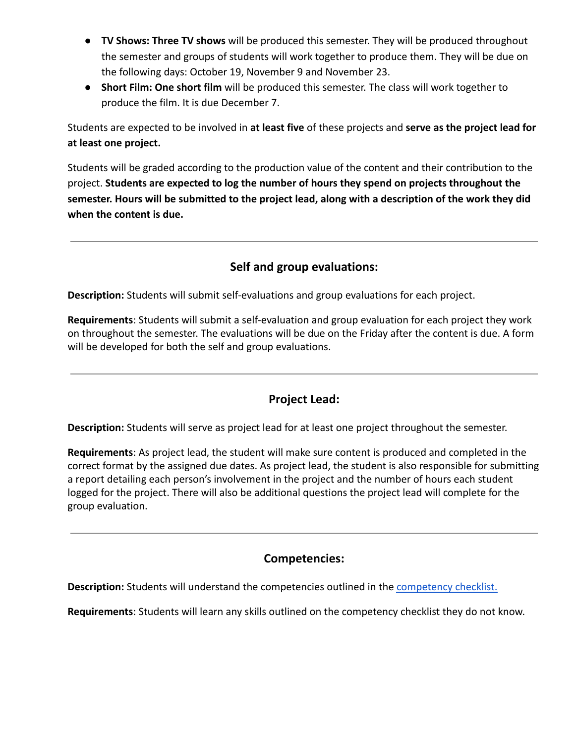- **TV Shows: Three TV shows** will be produced this semester. They will be produced throughout the semester and groups of students will work together to produce them. They will be due on the following days: October 19, November 9 and November 23.
- **Short Film: One short film** will be produced this semester. The class will work together to produce the film. It is due December 7.

Students are expected to be involved in **at least five** of these projects and **serve as the project lead for at least one project.**

Students will be graded according to the production value of the content and their contribution to the project. **Students are expected to log the number of hours they spend on projects throughout the semester. Hours will be submitted to the project lead, along with a description of the work they did when the content is due.**

---

## Self and group evaluations:

**Description:** Students will submit self-evaluations and group evaluations for each project.

**Requirements**: Students will submit a self-evaluation and group evaluation for each project they work on throughout the semester. The evaluations will be due on the Friday after the content is due. A form will be developed for both the self and group evaluations.

---

## Project Lead:

**Description:** Students will serve as project lead for at least one project throughout the semester.

**Requirements**: As project lead, the student will make sure content is produced and completed in the correct format by the assigned due dates. As project lead, the student is also responsible for submitting a report detailing each person's involvement in the project and the number of hours each student logged for the project. There will also be additional questions the project lead will complete for the group evaluation.

---

## Competencies:

**Description:** Students will understand the competencies outlined in the competency checklist.

**Requirements**: Students will learn any skills outlined on the competency checklist they do not know.